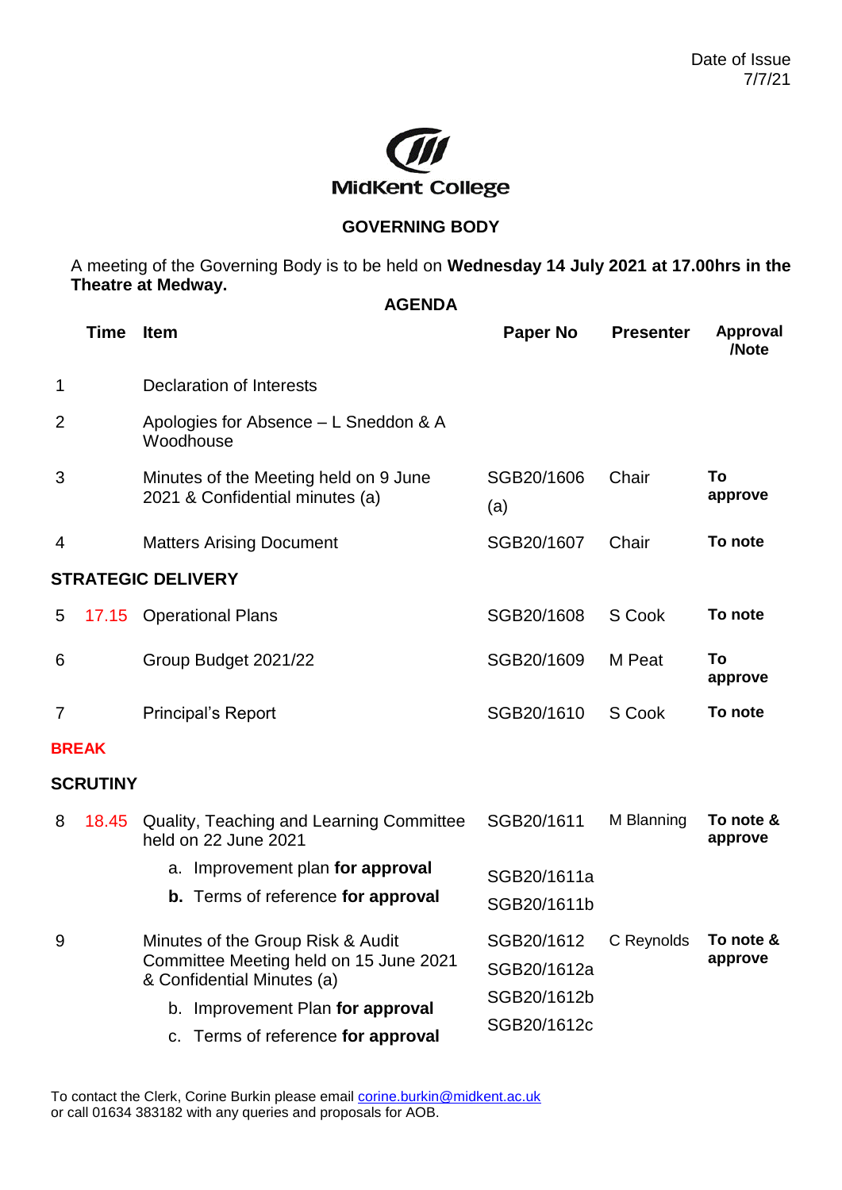Date of Issue
7/7/21

MidKent College

## GOVERNING BODY

A meeting of the Governing Body is to be held on **Wednesday 14 July 2021 at 17.00hrs in the Theatre at Medway.**

### AGENDA

| | Time | Item | Paper No | Presenter | Approval /Note |
|---|---|---|---|---|---|
| 1 | | Declaration of Interests | | | |
| 2 | | Apologies for Absence – L Sneddon & A Woodhouse | | | |
| 3 | | Minutes of the Meeting held on 9 June 2021 & Confidential minutes (a) | SGB20/1606 (a) | Chair | **To approve** |
| 4 | | Matters Arising Document | SGB20/1607 | Chair | **To note** |
| **STRATEGIC DELIVERY** | | | | | |
| 5 | 17.15 | Operational Plans | SGB20/1608 | S Cook | **To note** |
| 6 | | Group Budget 2021/22 | SGB20/1609 | M Peat | **To approve** |
| 7 | | Principal's Report | SGB20/1610 | S Cook | **To note** |
| **BREAK** | | | | | |
| **SCRUTINY** | | | | | |
| 8 | 18.45 | Quality, Teaching and Learning Committee held on 22 June 2021 | SGB20/1611 | M Blanning | **To note & approve** |
| | | a. Improvement plan **for approval** | SGB20/1611a | | |
| | | **b.** Terms of reference **for approval** | SGB20/1611b | | |
| 9 | | Minutes of the Group Risk & Audit Committee Meeting held on 15 June 2021 & Confidential Minutes (a) | SGB20/1612<br>SGB20/1612a | C Reynolds | **To note & approve** |
| | | b. Improvement Plan **for approval** | SGB20/1612b | | |
| | | c. Terms of reference **for approval** | SGB20/1612c | | |

To contact the Clerk, Corine Burkin please email corine.burkin@midkent.ac.uk
or call 01634 383182 with any queries and proposals for AOB.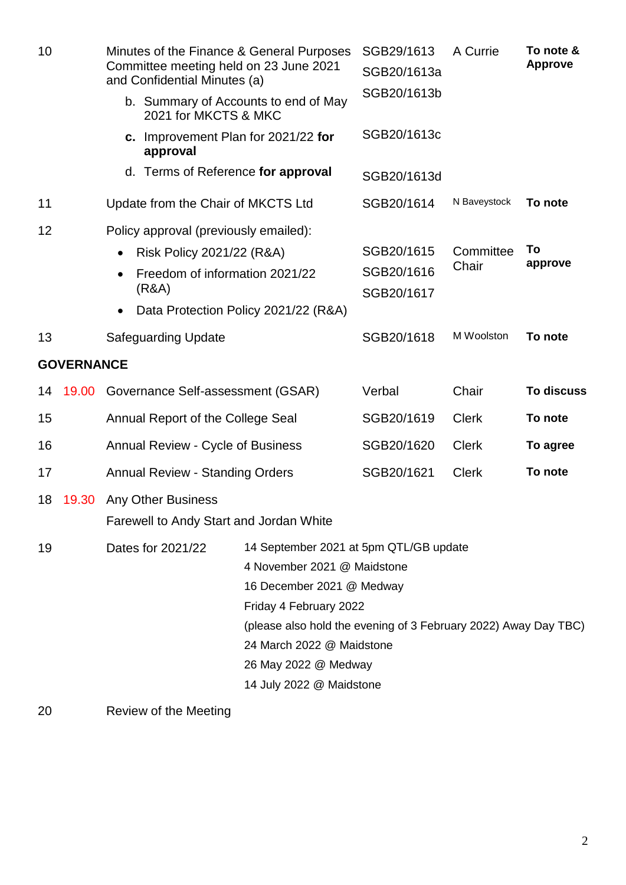| | | | | | |
|---|---|---|---|---|---|
| 10 | | Minutes of the Finance & General Purposes Committee meeting held on 23 June 2021 and Confidential Minutes (a) | SGB29/1613<br>SGB20/1613a | A Currie | **To note & Approve** |
| | | b. Summary of Accounts to end of May 2021 for MKCTS & MKC | SGB20/1613b | | |
| | | **c.** Improvement Plan for 2021/22 **for approval** | SGB20/1613c | | |
| | | d. Terms of Reference **for approval** | SGB20/1613d | | |
| 11 | | Update from the Chair of MKCTS Ltd | SGB20/1614 | N Baveystock | **To note** |
| 12 | | Policy approval (previously emailed): | | | |
| | | • Risk Policy 2021/22 (R&A) | SGB20/1615 | Committee Chair | **To approve** |
| | | • Freedom of information 2021/22 (R&A) | SGB20/1616 | | |
| | | • Data Protection Policy 2021/22 (R&A) | SGB20/1617 | | |
| 13 | | Safeguarding Update | SGB20/1618 | M Woolston | **To note** |
| **GOVERNANCE** | | | | | |
| 14 | 19.00 | Governance Self-assessment (GSAR) | Verbal | Chair | **To discuss** |
| 15 | | Annual Report of the College Seal | SGB20/1619 | Clerk | **To note** |
| 16 | | Annual Review - Cycle of Business | SGB20/1620 | Clerk | **To agree** |
| 17 | | Annual Review - Standing Orders | SGB20/1621 | Clerk | **To note** |
| 18 | 19.30 | Any Other Business<br>Farewell to Andy Start and Jordan White | | | |
| 19 | | Dates for 2021/22 | 14 September 2021 at 5pm QTL/GB update<br>4 November 2021 @ Maidstone<br>16 December 2021 @ Medway<br>Friday 4 February 2022<br>(please also hold the evening of 3 February 2022) Away Day TBC)<br>24 March 2022 @ Maidstone<br>26 May 2022 @ Medway<br>14 July 2022 @ Maidstone | | |
| 20 | | Review of the Meeting | | | |